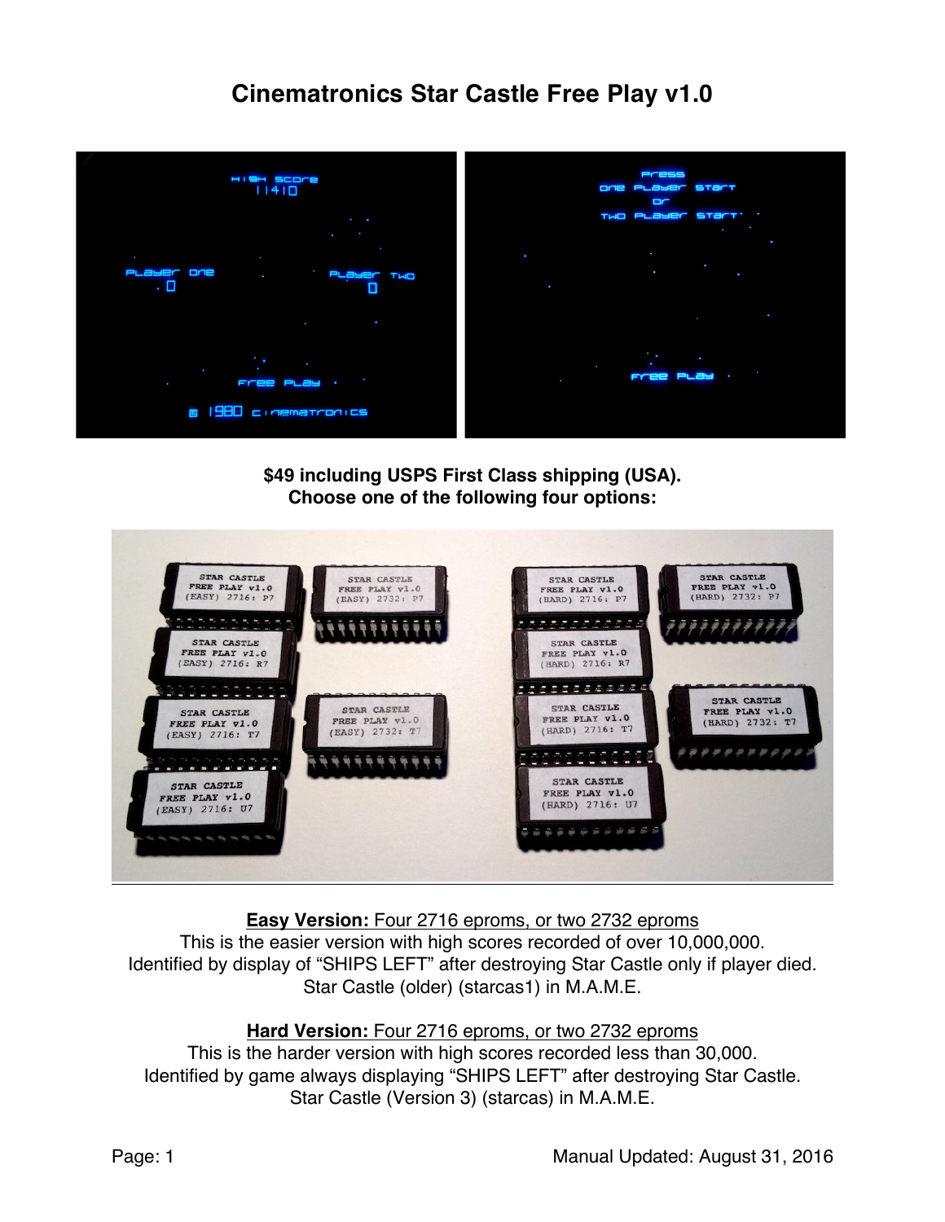# Cinematronics Star Castle Free Play v1.0

**$49 including USPS First Class shipping (USA).**
**Choose one of the following four options:**

<u>**Easy Version:** Four 2716 eproms, or two 2732 eproms</u>
This is the easier version with high scores recorded of over 10,000,000.
Identified by display of "SHIPS LEFT" after destroying Star Castle only if player died.
Star Castle (older) (starcas1) in M.A.M.E.

<u>**Hard Version:** Four 2716 eproms, or two 2732 eproms</u>
This is the harder version with high scores recorded less than 30,000.
Identified by game always displaying "SHIPS LEFT" after destroying Star Castle.
Star Castle (Version 3) (starcas) in M.A.M.E.

Manual Updated: August 31, 2016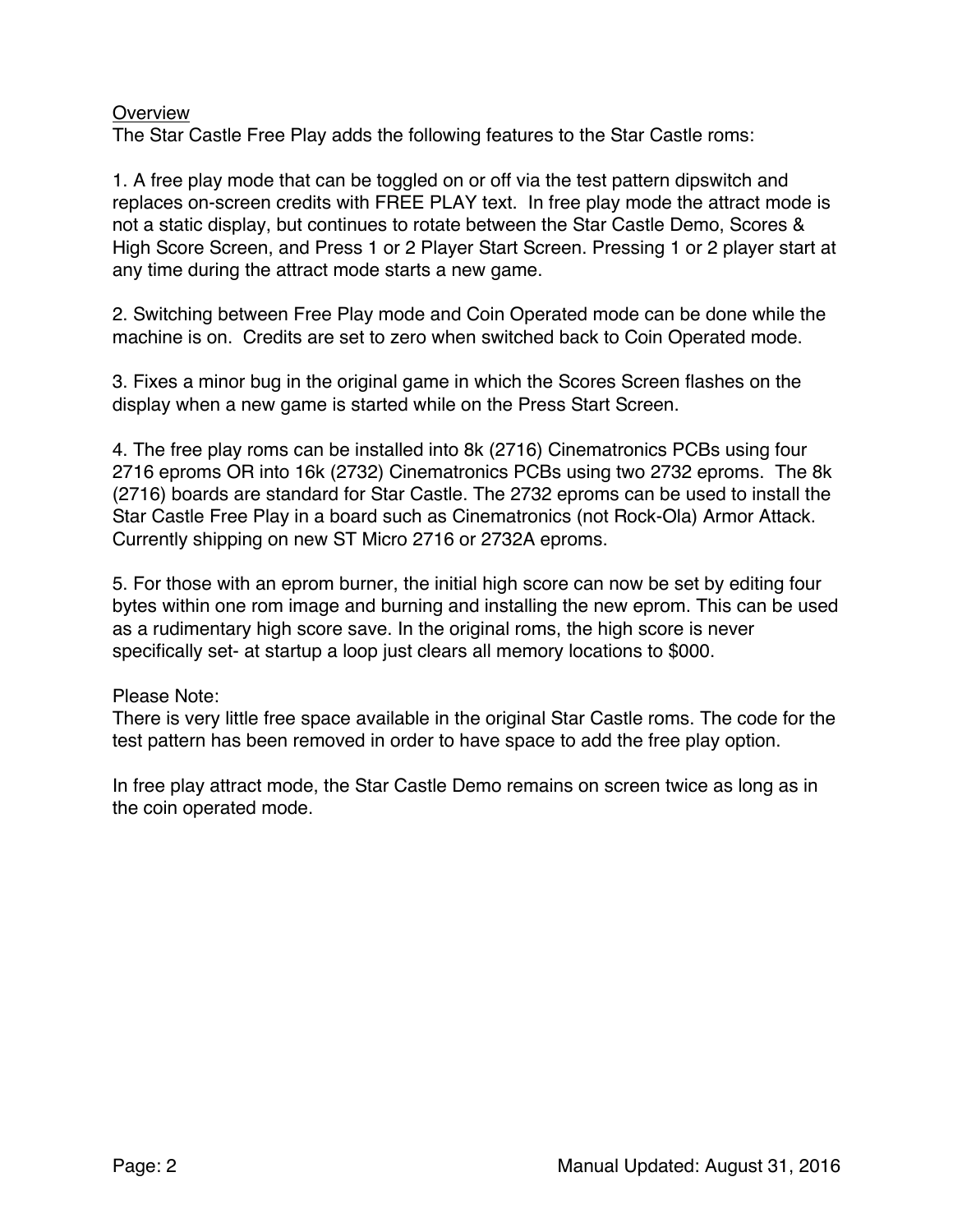## Overview

The Star Castle Free Play adds the following features to the Star Castle roms:

1. A free play mode that can be toggled on or off via the test pattern dipswitch and replaces on-screen credits with FREE PLAY text. In free play mode the attract mode is not a static display, but continues to rotate between the Star Castle Demo, Scores & High Score Screen, and Press 1 or 2 Player Start Screen. Pressing 1 or 2 player start at any time during the attract mode starts a new game.

2. Switching between Free Play mode and Coin Operated mode can be done while the machine is on. Credits are set to zero when switched back to Coin Operated mode.

3. Fixes a minor bug in the original game in which the Scores Screen flashes on the display when a new game is started while on the Press Start Screen.

4. The free play roms can be installed into 8k (2716) Cinematronics PCBs using four 2716 eproms OR into 16k (2732) Cinematronics PCBs using two 2732 eproms. The 8k (2716) boards are standard for Star Castle. The 2732 eproms can be used to install the Star Castle Free Play in a board such as Cinematronics (not Rock-Ola) Armor Attack. Currently shipping on new ST Micro 2716 or 2732A eproms.

5. For those with an eprom burner, the initial high score can now be set by editing four bytes within one rom image and burning and installing the new eprom. This can be used as a rudimentary high score save. In the original roms, the high score is never specifically set- at startup a loop just clears all memory locations to $000.

Please Note:
There is very little free space available in the original Star Castle roms. The code for the test pattern has been removed in order to have space to add the free play option.

In free play attract mode, the Star Castle Demo remains on screen twice as long as in the coin operated mode.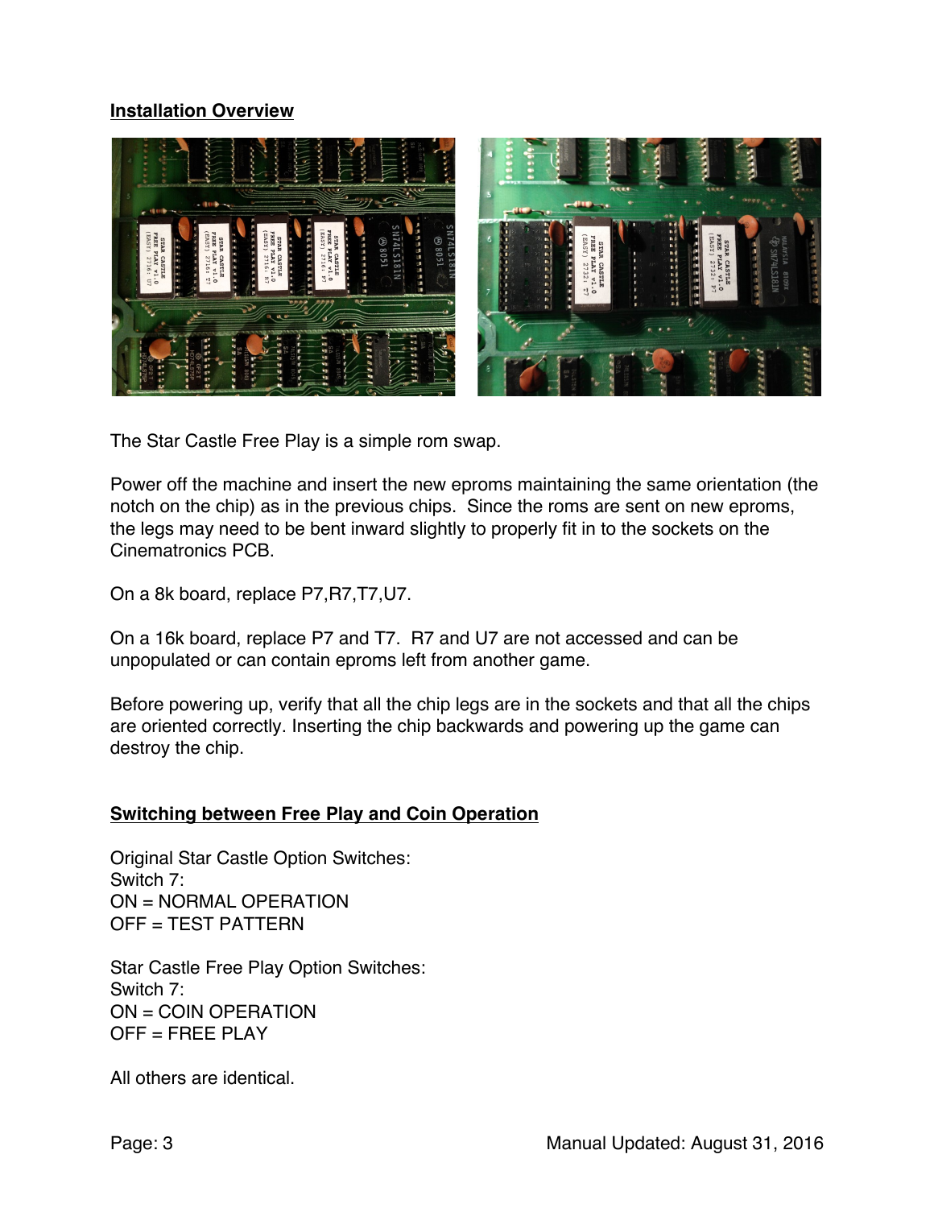## Installation Overview

The Star Castle Free Play is a simple rom swap.

Power off the machine and insert the new eproms maintaining the same orientation (the notch on the chip) as in the previous chips. Since the roms are sent on new eproms, the legs may need to be bent inward slightly to properly fit in to the sockets on the Cinematronics PCB.

On a 8k board, replace P7,R7,T7,U7.

On a 16k board, replace P7 and T7. R7 and U7 are not accessed and can be unpopulated or can contain eproms left from another game.

Before powering up, verify that all the chip legs are in the sockets and that all the chips are oriented correctly. Inserting the chip backwards and powering up the game can destroy the chip.

## Switching between Free Play and Coin Operation

Original Star Castle Option Switches:
Switch 7:
ON = NORMAL OPERATION
OFF = TEST PATTERN

Star Castle Free Play Option Switches:
Switch 7:
ON = COIN OPERATION
OFF = FREE PLAY

All others are identical.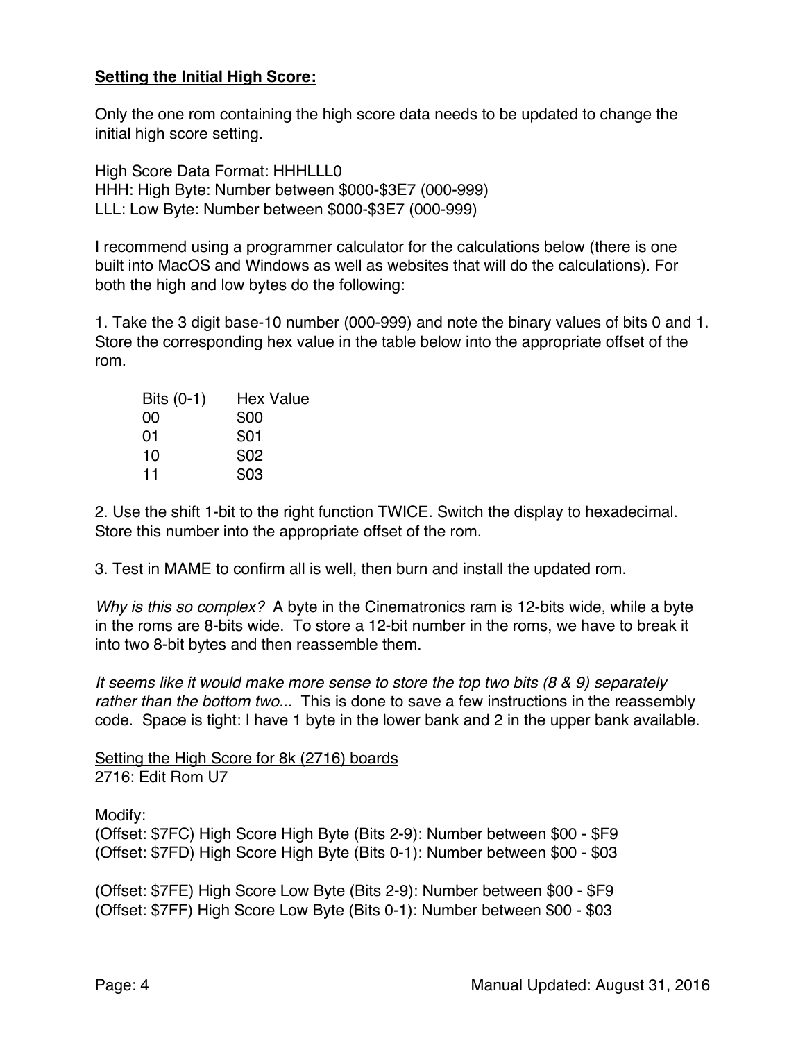**Setting the Initial High Score:**

Only the one rom containing the high score data needs to be updated to change the initial high score setting.

High Score Data Format: HHHLLL0
HHH: High Byte: Number between $000-$3E7 (000-999)
LLL: Low Byte: Number between $000-$3E7 (000-999)

I recommend using a programmer calculator for the calculations below (there is one built into MacOS and Windows as well as websites that will do the calculations). For both the high and low bytes do the following:

1. Take the 3 digit base-10 number (000-999) and note the binary values of bits 0 and 1. Store the corresponding hex value in the table below into the appropriate offset of the rom.

| Bits (0-1) | Hex Value |
|---|---|
| 00 | $00 |
| 01 | $01 |
| 10 | $02 |
| 11 | $03 |

2. Use the shift 1-bit to the right function TWICE. Switch the display to hexadecimal. Store this number into the appropriate offset of the rom.

3. Test in MAME to confirm all is well, then burn and install the updated rom.

*Why is this so complex?* A byte in the Cinematronics ram is 12-bits wide, while a byte in the roms are 8-bits wide. To store a 12-bit number in the roms, we have to break it into two 8-bit bytes and then reassemble them.

*It seems like it would make more sense to store the top two bits (8 & 9) separately rather than the bottom two...* This is done to save a few instructions in the reassembly code. Space is tight: I have 1 byte in the lower bank and 2 in the upper bank available.

<u>Setting the High Score for 8k (2716) boards</u>
2716: Edit Rom U7

Modify:
(Offset: $7FC) High Score High Byte (Bits 2-9): Number between $00 - $F9
(Offset: $7FD) High Score High Byte (Bits 0-1): Number between $00 - $03

(Offset: $7FE) High Score Low Byte (Bits 2-9): Number between $00 - $F9
(Offset: $7FF) High Score Low Byte (Bits 0-1): Number between $00 - $03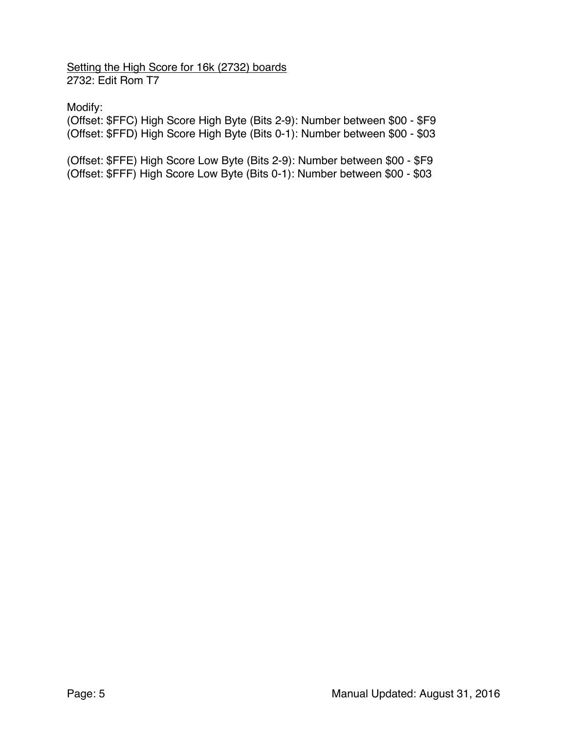<u>Setting the High Score for 16k (2732) boards</u>
2732: Edit Rom T7

Modify:
(Offset: $FFC) High Score High Byte (Bits 2-9): Number between $00 - $F9
(Offset: $FFD) High Score High Byte (Bits 0-1): Number between $00 - $03

(Offset: $FFE) High Score Low Byte (Bits 2-9): Number between $00 - $F9
(Offset: $FFF) High Score Low Byte (Bits 0-1): Number between $00 - $03

Manual Updated: August 31, 2016